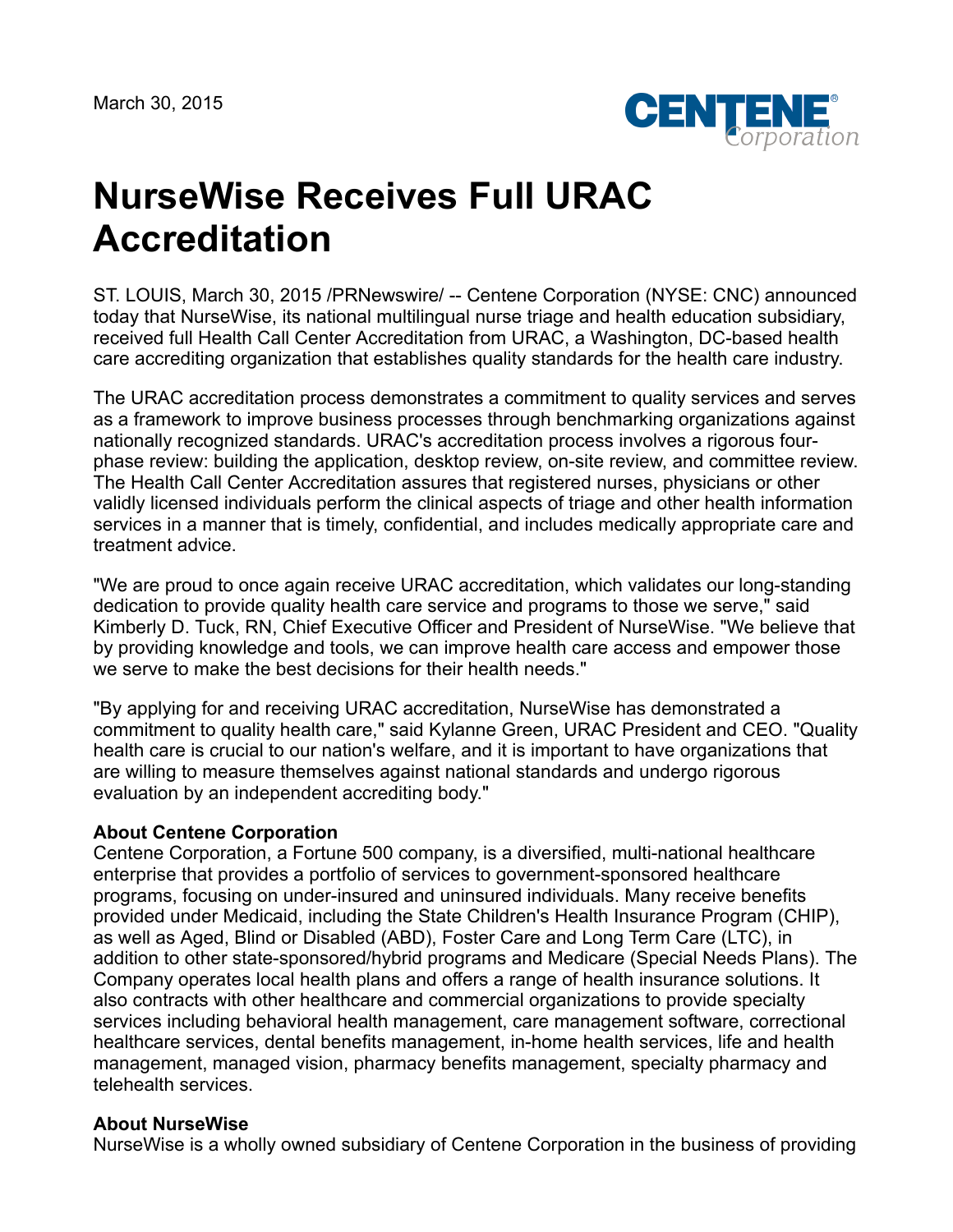March 30, 2015

# NurseWise Receives Full URAC Accreditation

ST. LOUIS, March 30, 2015 /PRNewswire/ -- Centene Corporation (NYSE: CNC) announced today that NurseWise, its national multilingual nurse triage and health education subsidiary, received full Health Call Center Accreditation from URAC, a Washington, DC-based health care accrediting organization that establishes quality standards for the health care industry.

The URAC accreditation process demonstrates a commitment to quality services and serves as a framework to improve business processes through benchmarking organizations against nationally recognized standards. URAC's accreditation process involves a rigorous four-phase review: building the application, desktop review, on-site review, and committee review. The Health Call Center Accreditation assures that registered nurses, physicians or other validly licensed individuals perform the clinical aspects of triage and other health information services in a manner that is timely, confidential, and includes medically appropriate care and treatment advice.

"We are proud to once again receive URAC accreditation, which validates our long-standing dedication to provide quality health care service and programs to those we serve," said Kimberly D. Tuck, RN, Chief Executive Officer and President of NurseWise. "We believe that by providing knowledge and tools, we can improve health care access and empower those we serve to make the best decisions for their health needs."

"By applying for and receiving URAC accreditation, NurseWise has demonstrated a commitment to quality health care," said Kylanne Green, URAC President and CEO. "Quality health care is crucial to our nation's welfare, and it is important to have organizations that are willing to measure themselves against national standards and undergo rigorous evaluation by an independent accrediting body."

**About Centene Corporation**
Centene Corporation, a Fortune 500 company, is a diversified, multi-national healthcare enterprise that provides a portfolio of services to government-sponsored healthcare programs, focusing on under-insured and uninsured individuals. Many receive benefits provided under Medicaid, including the State Children's Health Insurance Program (CHIP), as well as Aged, Blind or Disabled (ABD), Foster Care and Long Term Care (LTC), in addition to other state-sponsored/hybrid programs and Medicare (Special Needs Plans). The Company operates local health plans and offers a range of health insurance solutions. It also contracts with other healthcare and commercial organizations to provide specialty services including behavioral health management, care management software, correctional healthcare services, dental benefits management, in-home health services, life and health management, managed vision, pharmacy benefits management, specialty pharmacy and telehealth services.

**About NurseWise**
NurseWise is a wholly owned subsidiary of Centene Corporation in the business of providing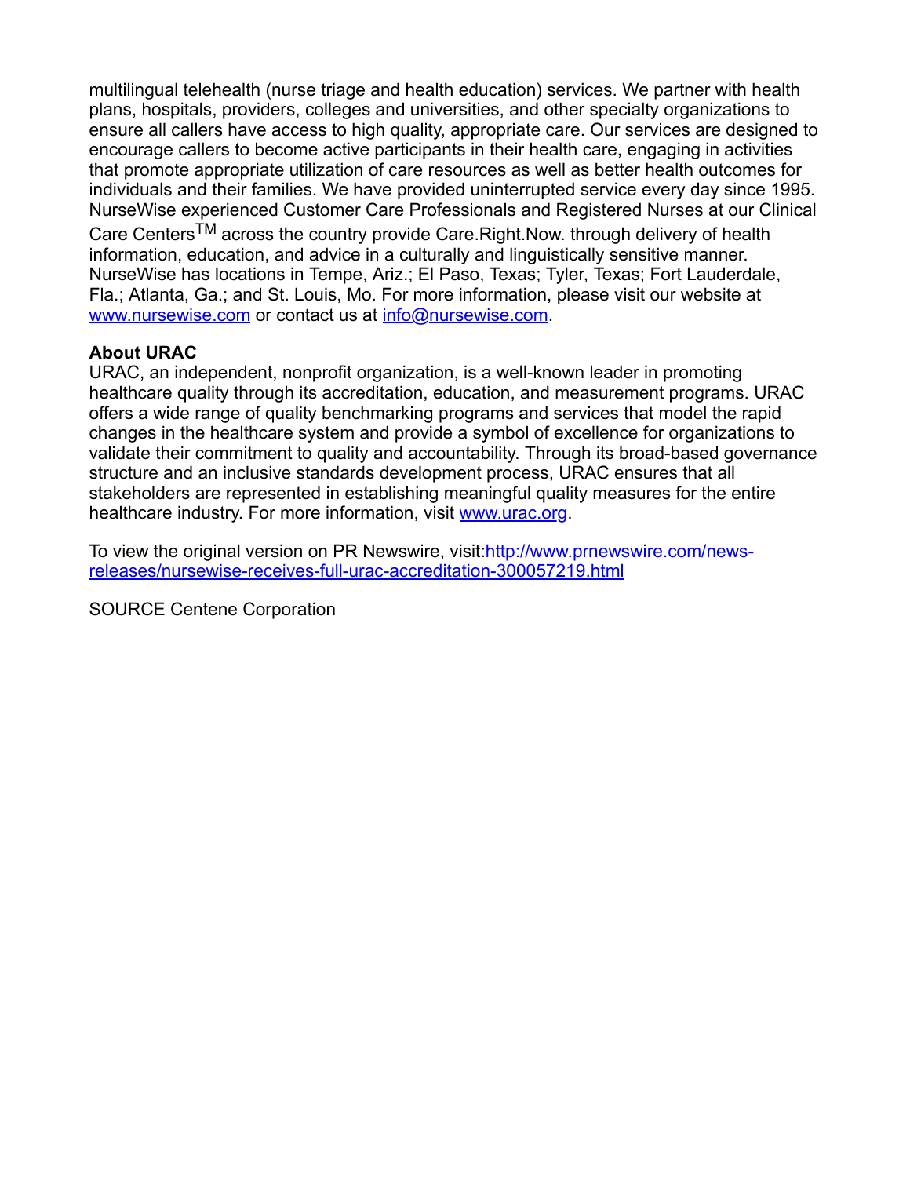multilingual telehealth (nurse triage and health education) services. We partner with health plans, hospitals, providers, colleges and universities, and other specialty organizations to ensure all callers have access to high quality, appropriate care. Our services are designed to encourage callers to become active participants in their health care, engaging in activities that promote appropriate utilization of care resources as well as better health outcomes for individuals and their families. We have provided uninterrupted service every day since 1995. NurseWise experienced Customer Care Professionals and Registered Nurses at our Clinical Care Centers™ across the country provide Care.Right.Now. through delivery of health information, education, and advice in a culturally and linguistically sensitive manner. NurseWise has locations in Tempe, Ariz.; El Paso, Texas; Tyler, Texas; Fort Lauderdale, Fla.; Atlanta, Ga.; and St. Louis, Mo. For more information, please visit our website at [www.nursewise.com](http://www.nursewise.com) or contact us at [info@nursewise.com](mailto:info@nursewise.com).

**About URAC**
URAC, an independent, nonprofit organization, is a well-known leader in promoting healthcare quality through its accreditation, education, and measurement programs. URAC offers a wide range of quality benchmarking programs and services that model the rapid changes in the healthcare system and provide a symbol of excellence for organizations to validate their commitment to quality and accountability. Through its broad-based governance structure and an inclusive standards development process, URAC ensures that all stakeholders are represented in establishing meaningful quality measures for the entire healthcare industry. For more information, visit [www.urac.org](http://www.urac.org).

To view the original version on PR Newswire, visit:[http://www.prnewswire.com/news-releases/nursewise-receives-full-urac-accreditation-300057219.html](http://www.prnewswire.com/news-releases/nursewise-receives-full-urac-accreditation-300057219.html)

SOURCE Centene Corporation